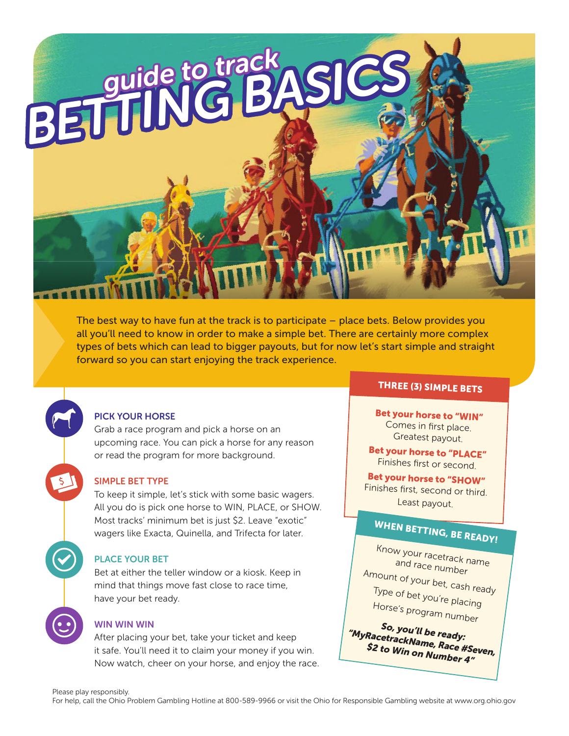# guide to track BETTING BASICS

The best way to have fun at the track is to participate – place bets. Below provides you all you'll need to know in order to make a simple bet. There are certainly more complex types of bets which can lead to bigger payouts, but for now let's start simple and straight forward so you can start enjoying the track experience.

## PICK YOUR HORSE

Grab a race program and pick a horse on an upcoming race. You can pick a horse for any reason or read the program for more background.

## SIMPLE BET TYPE

To keep it simple, let's stick with some basic wagers. All you do is pick one horse to WIN, PLACE, or SHOW. Most tracks' minimum bet is just $2. Leave "exotic" wagers like Exacta, Quinella, and Trifecta for later.

## PLACE YOUR BET

Bet at either the teller window or a kiosk. Keep in mind that things move fast close to race time, have your bet ready.

## WIN WIN WIN

After placing your bet, take your ticket and keep it safe. You'll need it to claim your money if you win. Now watch, cheer on your horse, and enjoy the race.

## THREE (3) SIMPLE BETS

**Bet your horse to "WIN"**
Comes in first place.
Greatest payout.

**Bet your horse to "PLACE"**
Finishes first or second.

**Bet your horse to "SHOW"**
Finishes first, second or third.
Least payout.

## WHEN BETTING, BE READY!

Know your racetrack name and race number

Amount of your bet, cash ready

Type of bet you're placing

Horse's program number

***So, you'll be ready: "MyRacetrackName, Race #Seven, $2 to Win on Number 4"***

Please play responsibly.
For help, call the Ohio Problem Gambling Hotline at 800-589-9966 or visit the Ohio for Responsible Gambling website at www.org.ohio.gov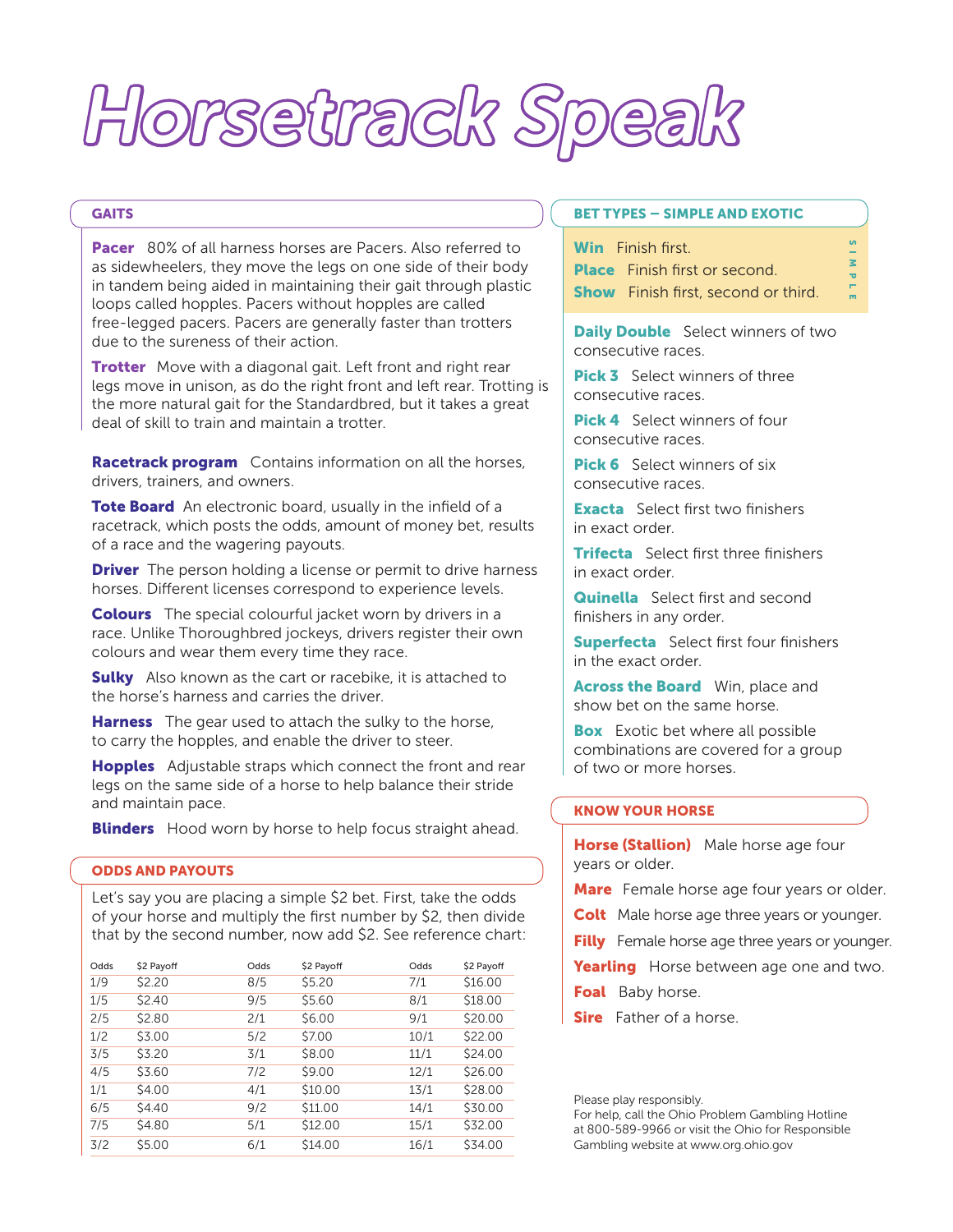# Horsetrack Speak

## GAITS

**Pacer** 80% of all harness horses are Pacers. Also referred to as sidewheelers, they move the legs on one side of their body in tandem being aided in maintaining their gait through plastic loops called hopples. Pacers without hopples are called free-legged pacers. Pacers are generally faster than trotters due to the sureness of their action.

**Trotter** Move with a diagonal gait. Left front and right rear legs move in unison, as do the right front and left rear. Trotting is the more natural gait for the Standardbred, but it takes a great deal of skill to train and maintain a trotter.

**Racetrack program** Contains information on all the horses, drivers, trainers, and owners.

**Tote Board** An electronic board, usually in the infield of a racetrack, which posts the odds, amount of money bet, results of a race and the wagering payouts.

**Driver** The person holding a license or permit to drive harness horses. Different licenses correspond to experience levels.

**Colours** The special colourful jacket worn by drivers in a race. Unlike Thoroughbred jockeys, drivers register their own colours and wear them every time they race.

**Sulky** Also known as the cart or racebike, it is attached to the horse's harness and carries the driver.

**Harness** The gear used to attach the sulky to the horse, to carry the hopples, and enable the driver to steer.

**Hopples** Adjustable straps which connect the front and rear legs on the same side of a horse to help balance their stride and maintain pace.

**Blinders** Hood worn by horse to help focus straight ahead.

## ODDS AND PAYOUTS

Let's say you are placing a simple $2 bet. First, take the odds of your horse and multiply the first number by $2, then divide that by the second number, now add $2. See reference chart:

| Odds | $2 Payoff | Odds | $2 Payoff | Odds | $2 Payoff |
|---|---|---|---|---|---|
| 1/9 | $2.20 | 8/5 | $5.20 | 7/1 | $16.00 |
| 1/5 | $2.40 | 9/5 | $5.60 | 8/1 | $18.00 |
| 2/5 | $2.80 | 2/1 | $6.00 | 9/1 | $20.00 |
| 1/2 | $3.00 | 5/2 | $7.00 | 10/1 | $22.00 |
| 3/5 | $3.20 | 3/1 | $8.00 | 11/1 | $24.00 |
| 4/5 | $3.60 | 7/2 | $9.00 | 12/1 | $26.00 |
| 1/1 | $4.00 | 4/1 | $10.00 | 13/1 | $28.00 |
| 6/5 | $4.40 | 9/2 | $11.00 | 14/1 | $30.00 |
| 7/5 | $4.80 | 5/1 | $12.00 | 15/1 | $32.00 |
| 3/2 | $5.00 | 6/1 | $14.00 | 16/1 | $34.00 |

## BET TYPES – SIMPLE AND EXOTIC

SIMPLE

**Win** Finish first.

**Place** Finish first or second.

**Show** Finish first, second or third.

**Daily Double** Select winners of two consecutive races.

**Pick 3** Select winners of three consecutive races.

**Pick 4** Select winners of four consecutive races.

**Pick 6** Select winners of six consecutive races.

**Exacta** Select first two finishers in exact order.

**Trifecta** Select first three finishers in exact order.

**Quinella** Select first and second finishers in any order.

**Superfecta** Select first four finishers in the exact order.

**Across the Board** Win, place and show bet on the same horse.

**Box** Exotic bet where all possible combinations are covered for a group of two or more horses.

## KNOW YOUR HORSE

**Horse (Stallion)** Male horse age four years or older.

**Mare** Female horse age four years or older.

**Colt** Male horse age three years or younger.

**Filly** Female horse age three years or younger.

**Yearling** Horse between age one and two.

**Foal** Baby horse.

**Sire** Father of a horse.

Please play responsibly.
For help, call the Ohio Problem Gambling Hotline at 800-589-9966 or visit the Ohio for Responsible Gambling website at www.org.ohio.gov